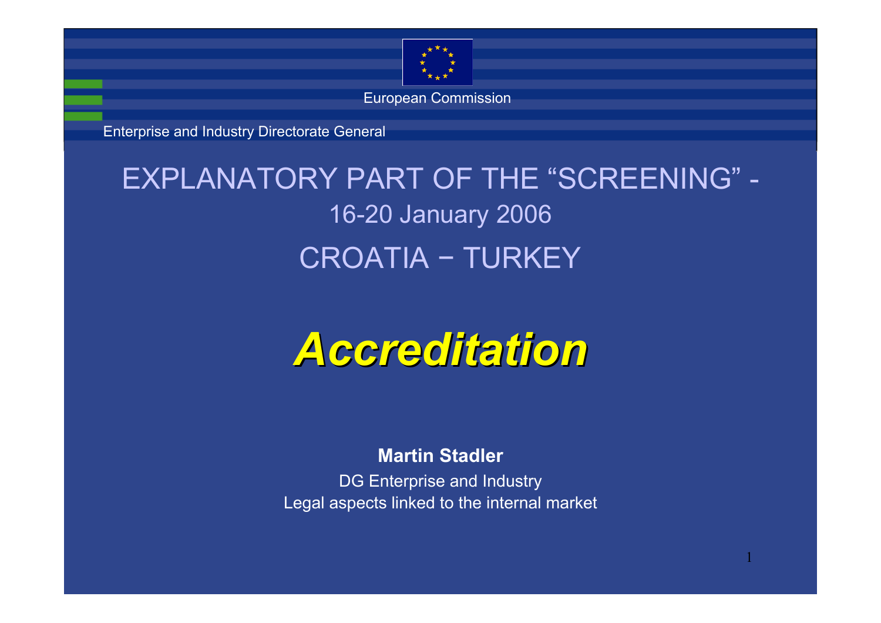European Commission

Enterprise and Industry Directorate General

# EXPLANATORY PART OF THE "SCREENING" - 16-20 January 2006 CROATIA − TURKEY

# ***Accreditation***

**Martin Stadler**

DG Enterprise and Industry

Legal aspects linked to the internal market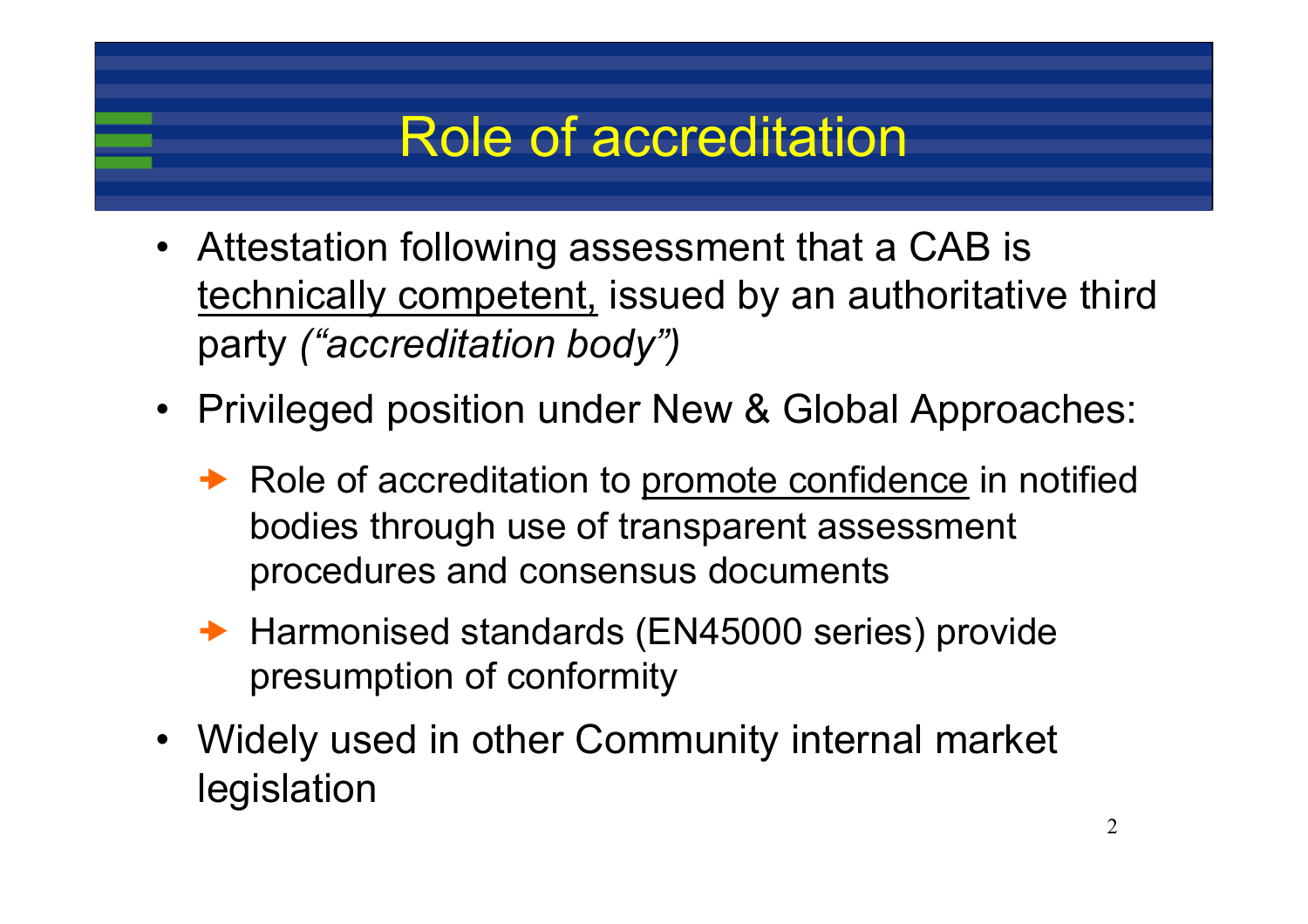# Role of accreditation

- Attestation following assessment that a CAB is <u>technically competent,</u> issued by an authoritative third party *("accreditation body")*
- Privileged position under New & Global Approaches:
  - Role of accreditation to <u>promote confidence</u> in notified bodies through use of transparent assessment procedures and consensus documents
  - Harmonised standards (EN45000 series) provide presumption of conformity
- Widely used in other Community internal market legislation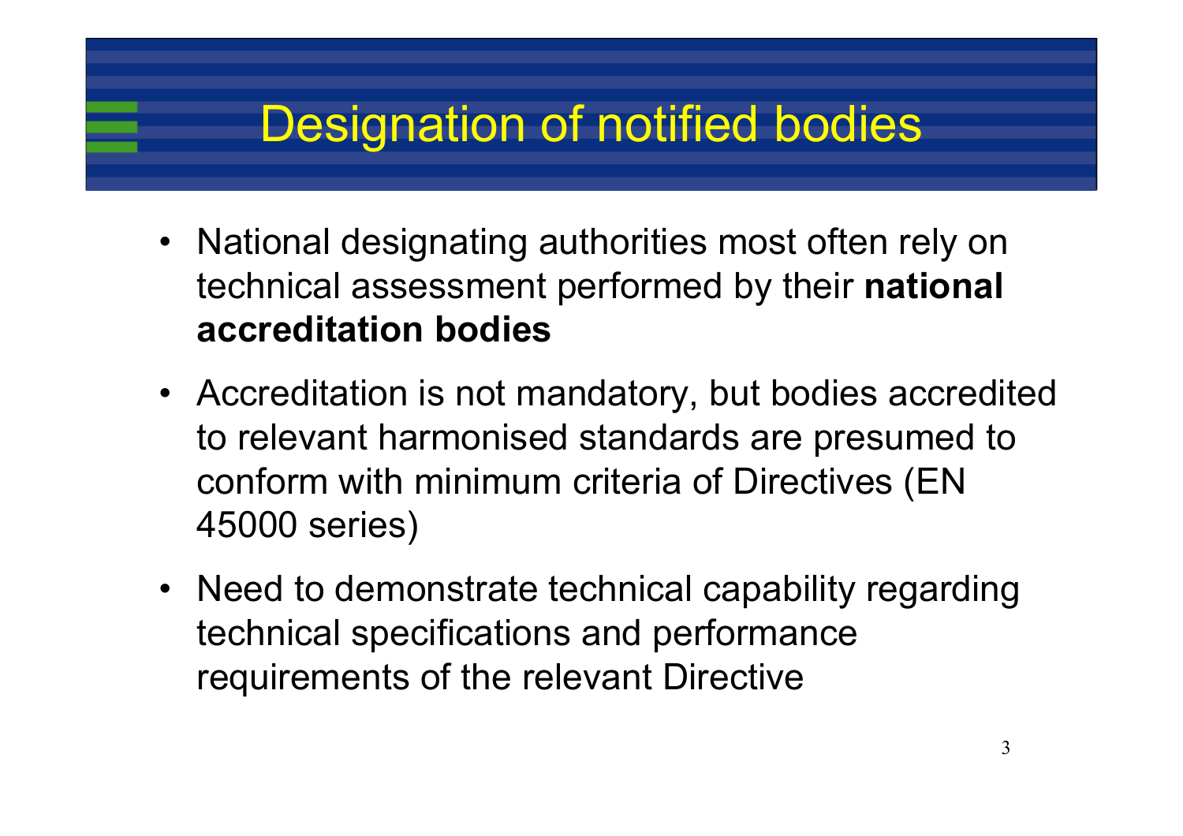# Designation of notified bodies

- National designating authorities most often rely on technical assessment performed by their **national accreditation bodies**
- Accreditation is not mandatory, but bodies accredited to relevant harmonised standards are presumed to conform with minimum criteria of Directives (EN 45000 series)
- Need to demonstrate technical capability regarding technical specifications and performance requirements of the relevant Directive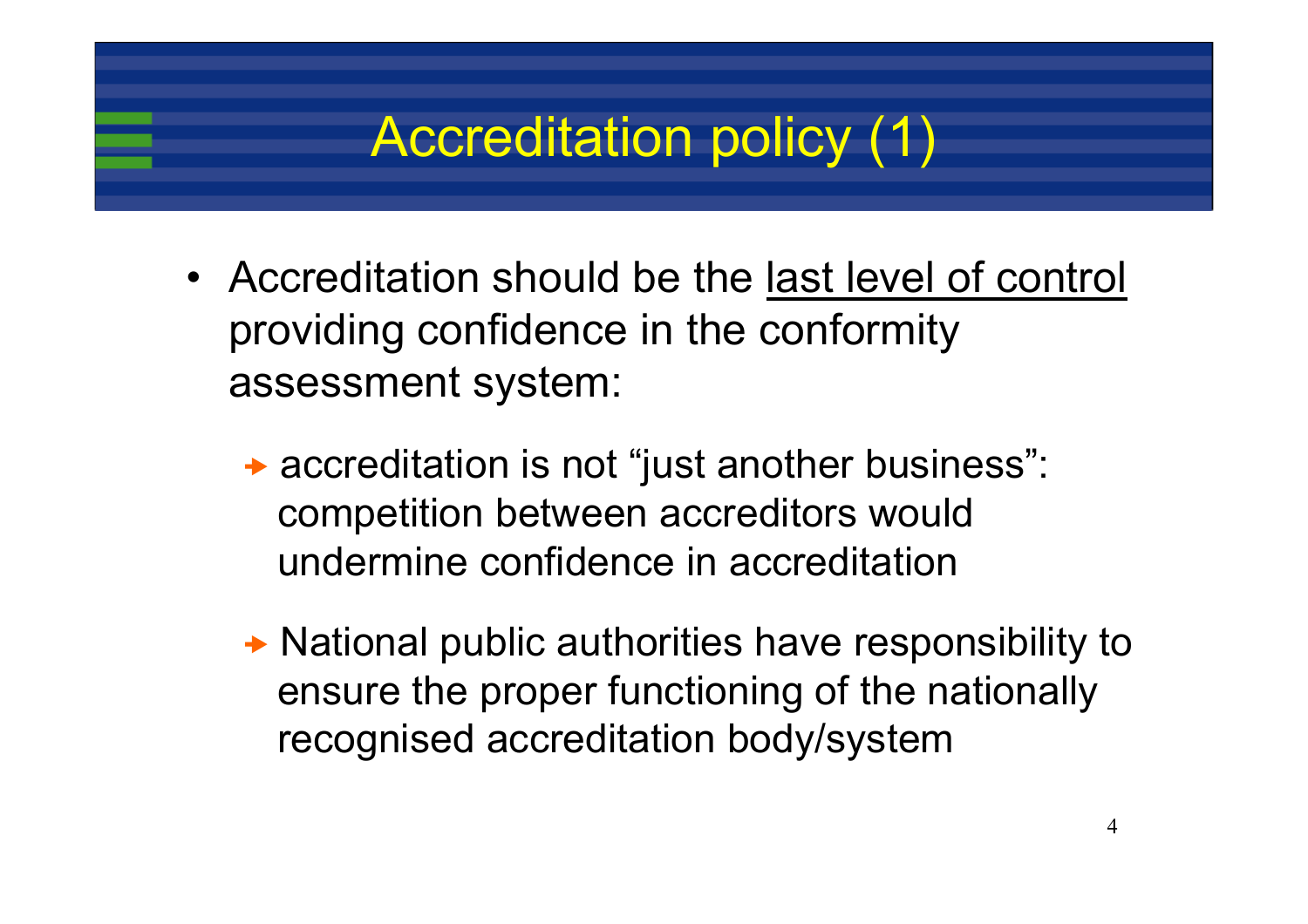# Accreditation policy (1)

- Accreditation should be the <u>last level of control</u> providing confidence in the conformity assessment system:
  - accreditation is not “just another business”: competition between accreditors would undermine confidence in accreditation
  - National public authorities have responsibility to ensure the proper functioning of the nationally recognised accreditation body/system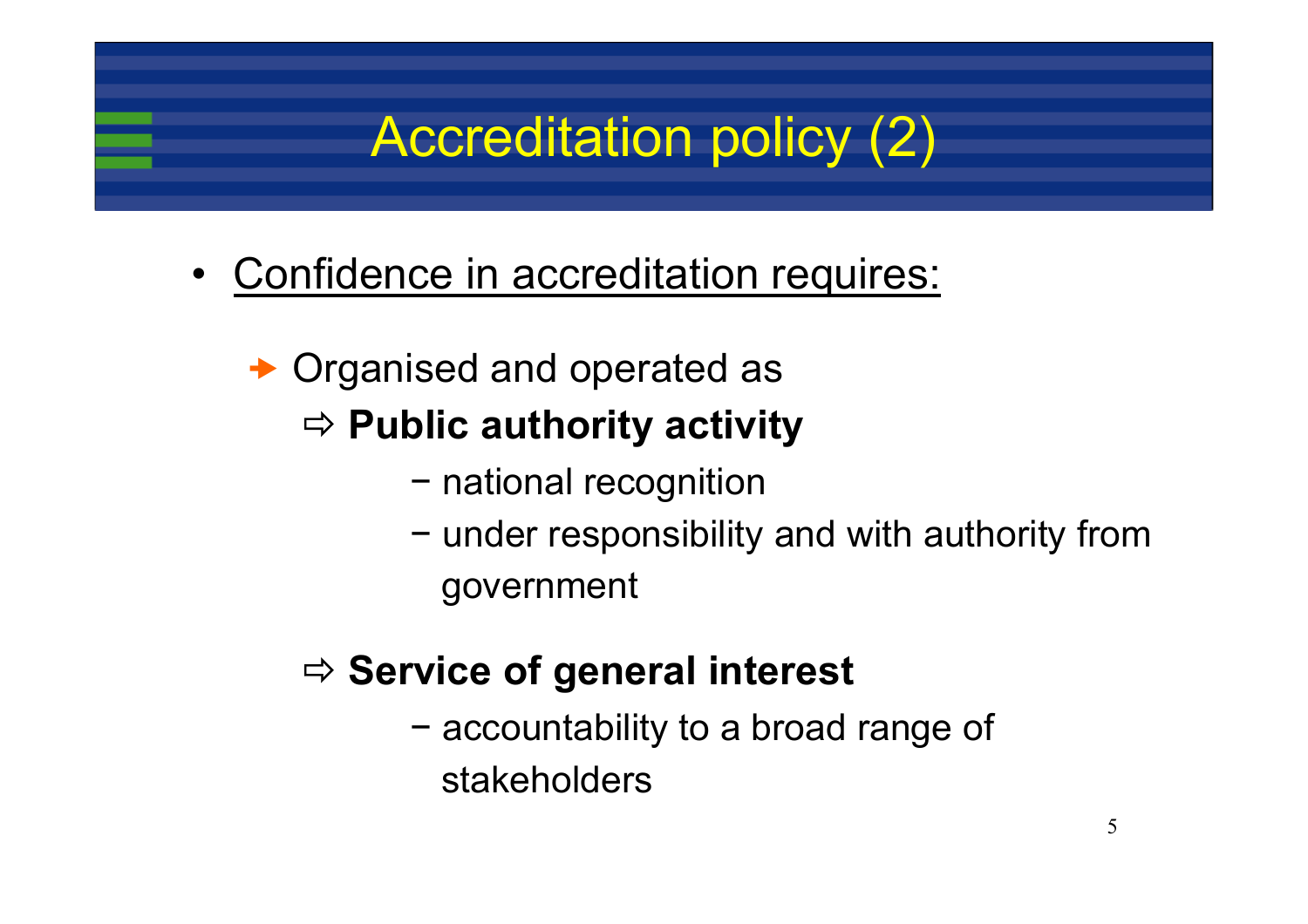# Accreditation policy (2)

- Confidence in accreditation requires:
  - Organised and operated as
    - ⇨ **Public authority activity**
      - − national recognition
      - − under responsibility and with authority from government
    - ⇨ **Service of general interest**
      - − accountability to a broad range of stakeholders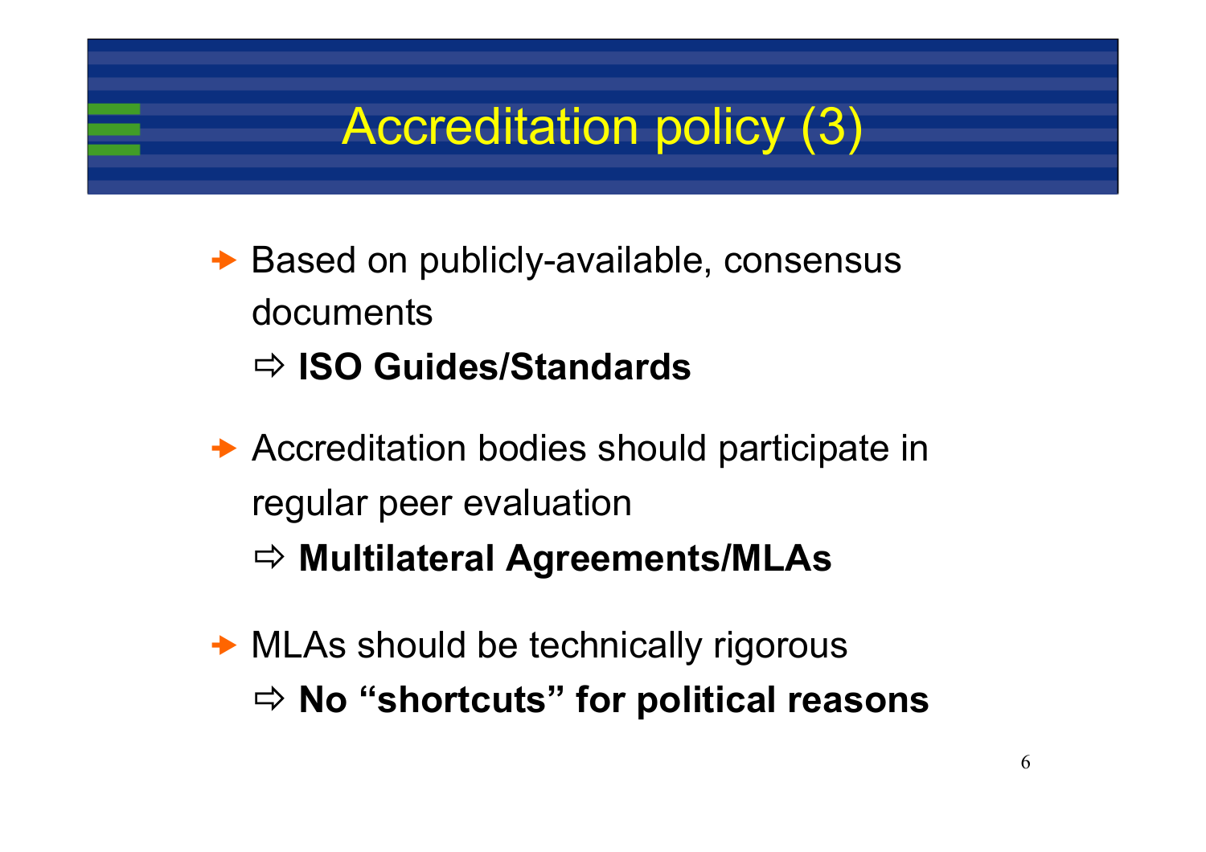# Accreditation policy (3)

- Based on publicly-available, consensus documents
  - ⇨ **ISO Guides/Standards**
- Accreditation bodies should participate in regular peer evaluation
  - ⇨ **Multilateral Agreements/MLAs**
- MLAs should be technically rigorous
  - ⇨ **No “shortcuts” for political reasons**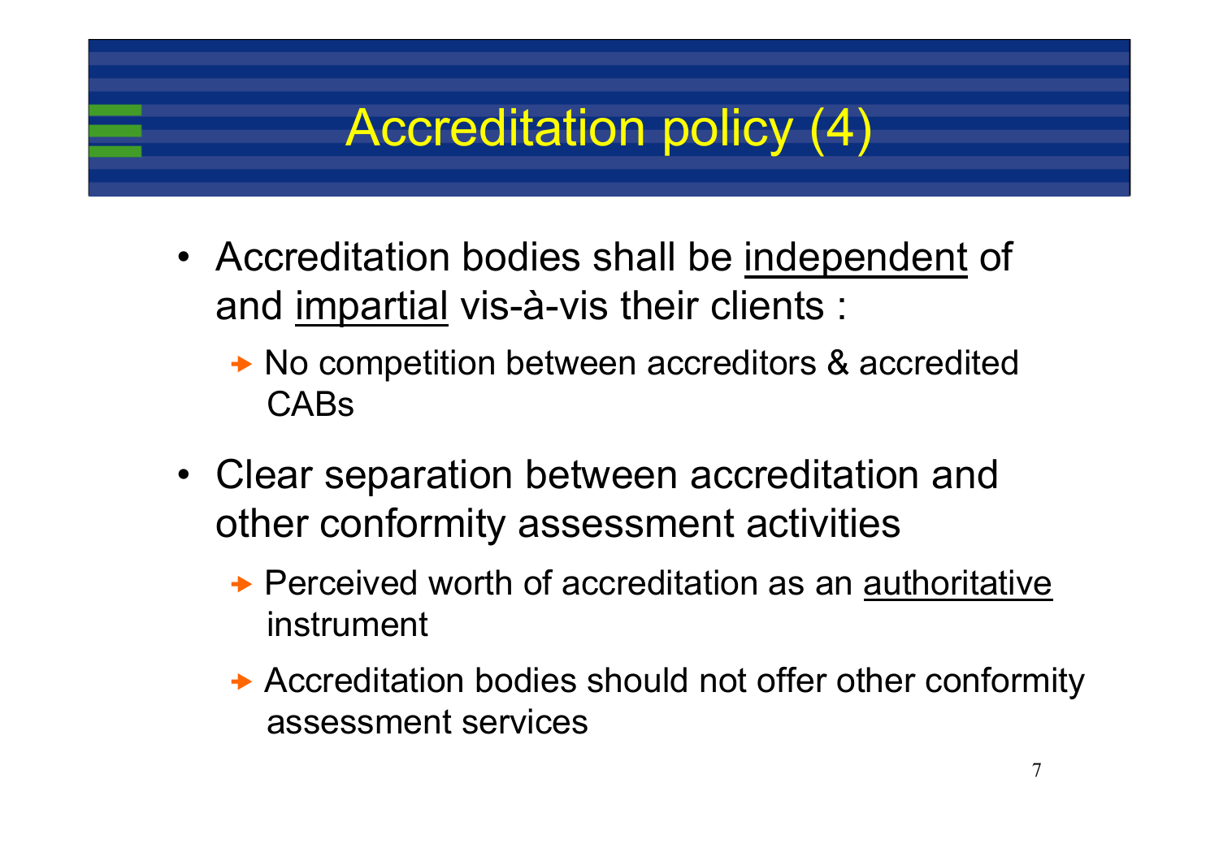# Accreditation policy (4)

- Accreditation bodies shall be <u>independent</u> of and <u>impartial</u> vis-à-vis their clients :
  - No competition between accreditors & accredited CABs
- Clear separation between accreditation and other conformity assessment activities
  - Perceived worth of accreditation as an <u>authoritative</u> instrument
  - Accreditation bodies should not offer other conformity assessment services